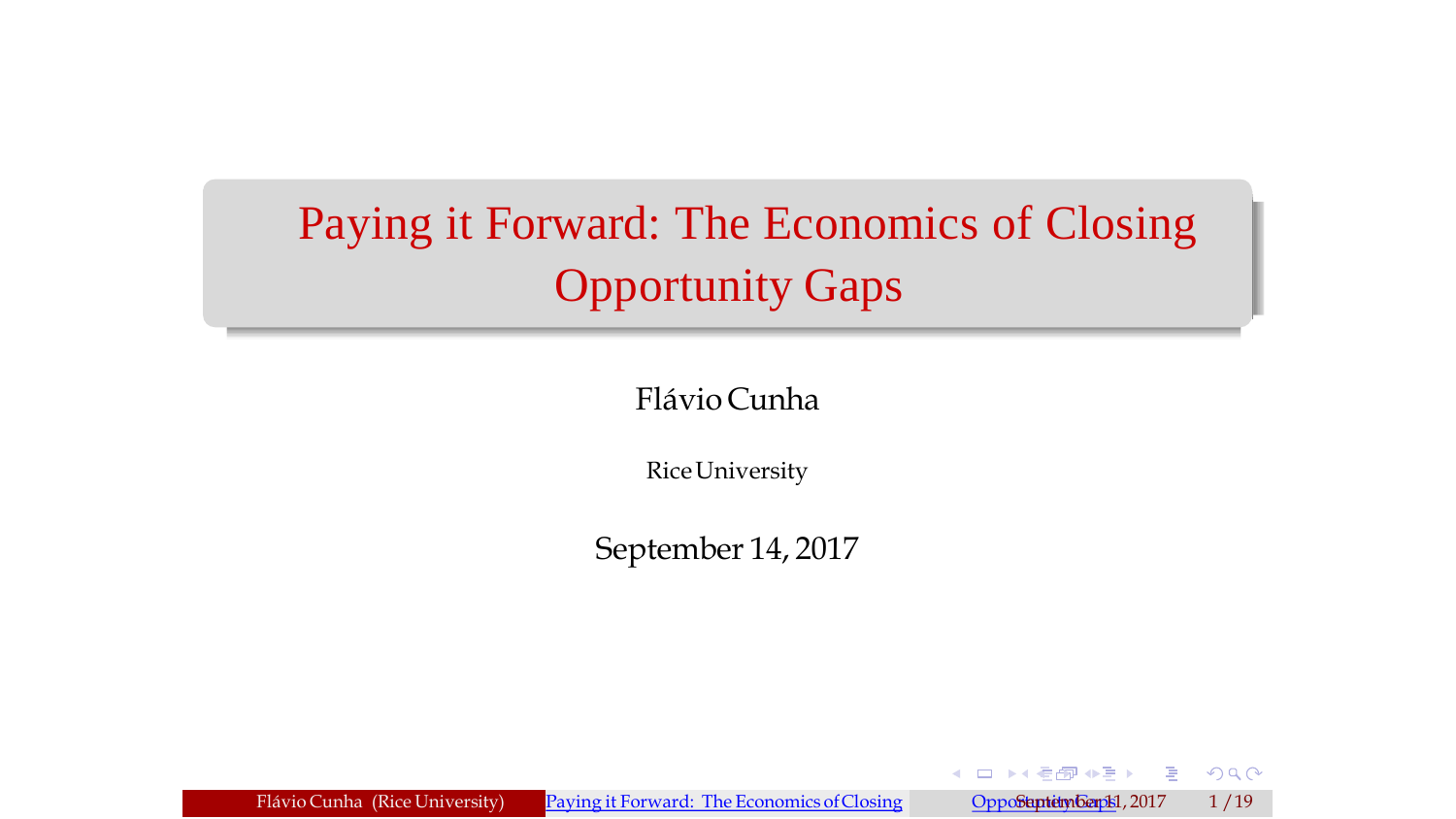# Paying it Forward: The Economics of Closing Opportunity Gaps

Flávio Cunha

Rice University

September 14, 2017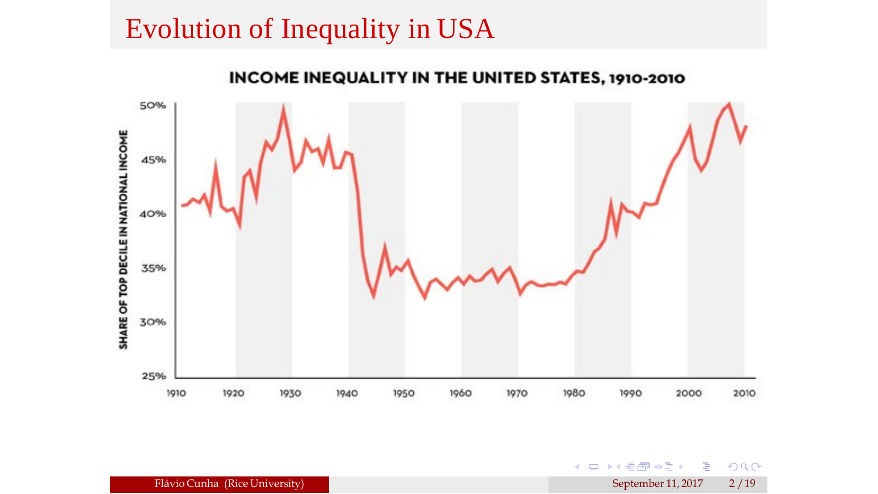# Evolution of Inequality in USA

INCOME INEQUALITY IN THE UNITED STATES, 1910-2010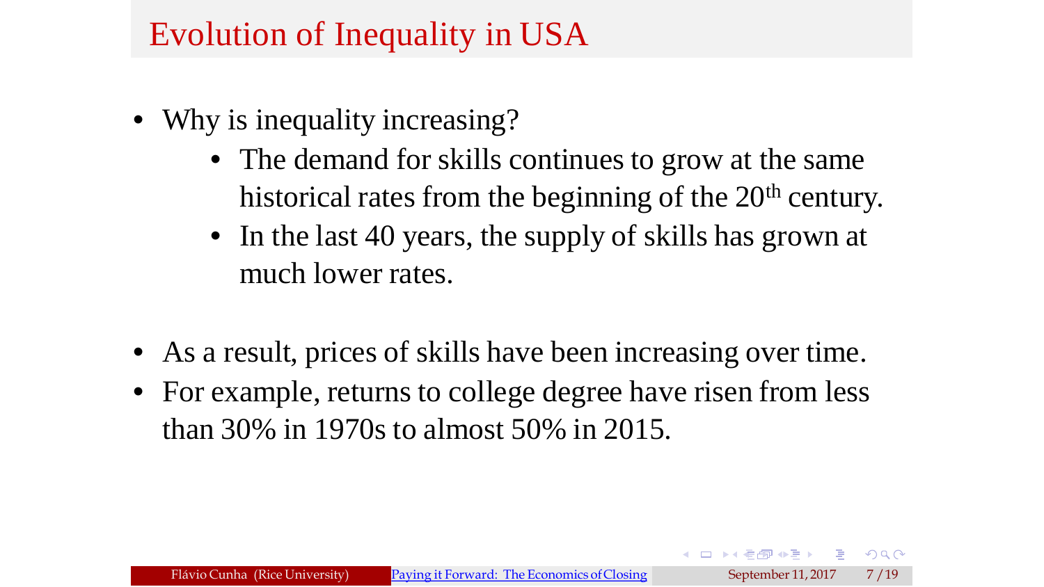# Evolution of Inequality in USA

- Why is inequality increasing?
  - The demand for skills continues to grow at the same historical rates from the beginning of the 20th century.
  - In the last 40 years, the supply of skills has grown at much lower rates.

- As a result, prices of skills have been increasing over time.
- For example, returns to college degree have risen from less than 30% in 1970s to almost 50% in 2015.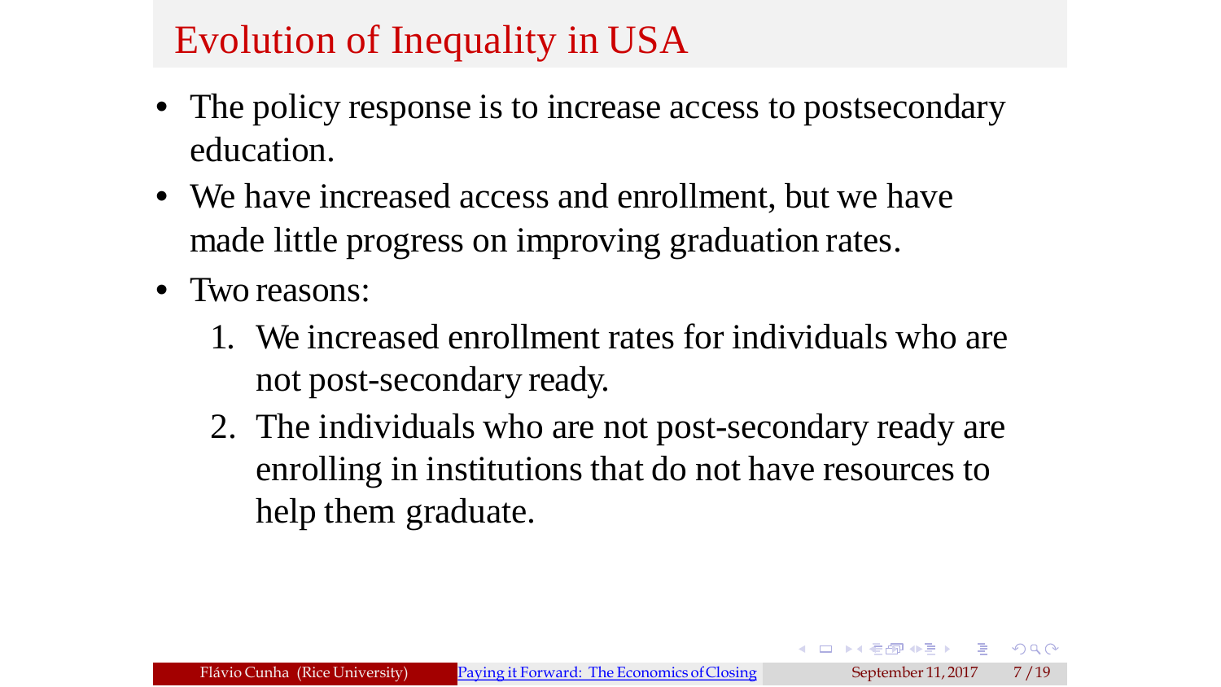# Evolution of Inequality in USA

- The policy response is to increase access to postsecondary education.
- We have increased access and enrollment, but we have made little progress on improving graduation rates.
- Two reasons:
  1. We increased enrollment rates for individuals who are not post-secondary ready.
  2. The individuals who are not post-secondary ready are enrolling in institutions that do not have resources to help them graduate.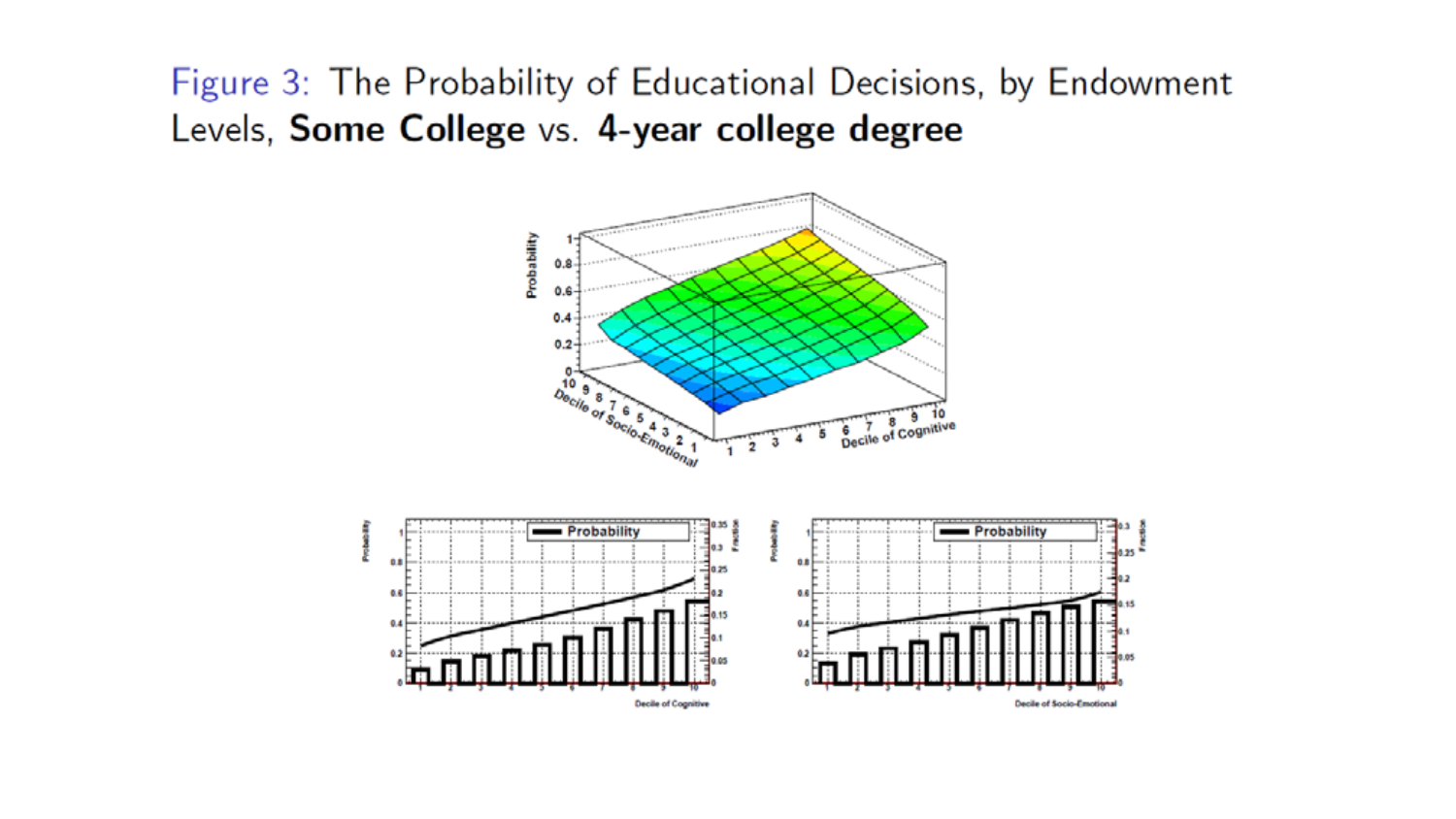Figure 3: The Probability of Educational Decisions, by Endowment Levels, **Some College** vs. **4-year college degree**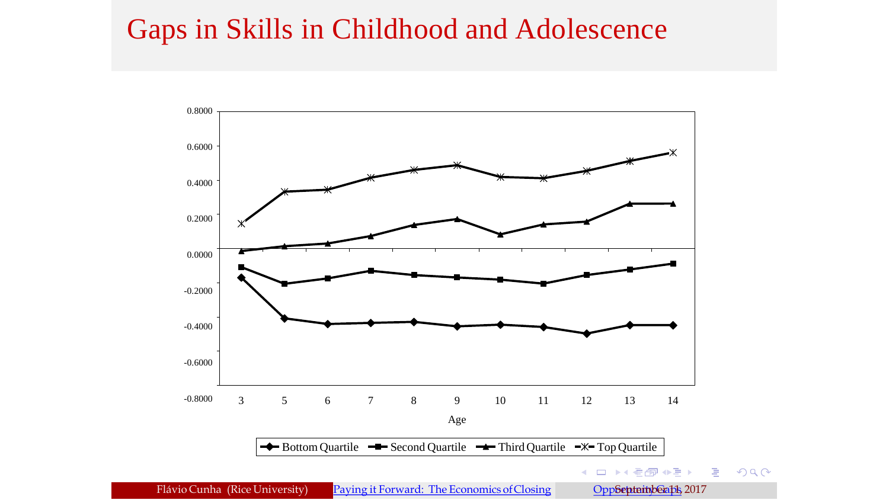# Gaps in Skills in Childhood and Adolescence

0.8000

0.6000

0.4000

0.2000

0.0000

-0.2000

-0.4000

-0.6000

-0.8000

3 5 6 7 8 9 10 11 12 13 14

Age

Bottom Quartile | Second Quartile | Third Quartile | Top Quartile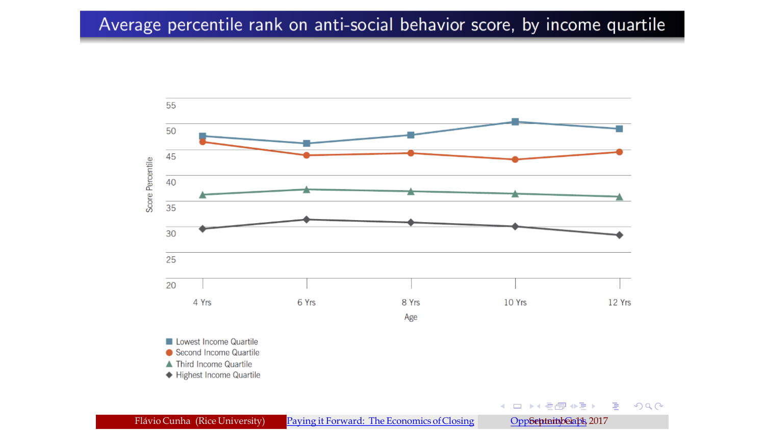# Average percentile rank on anti-social behavior score, by income quartile

Score Percentile

55
50
45
40
35
30
25
20

4 Yrs 6 Yrs 8 Yrs 10 Yrs 12 Yrs

Age

- Lowest Income Quartile
- Second Income Quartile
- Third Income Quartile
- Highest Income Quartile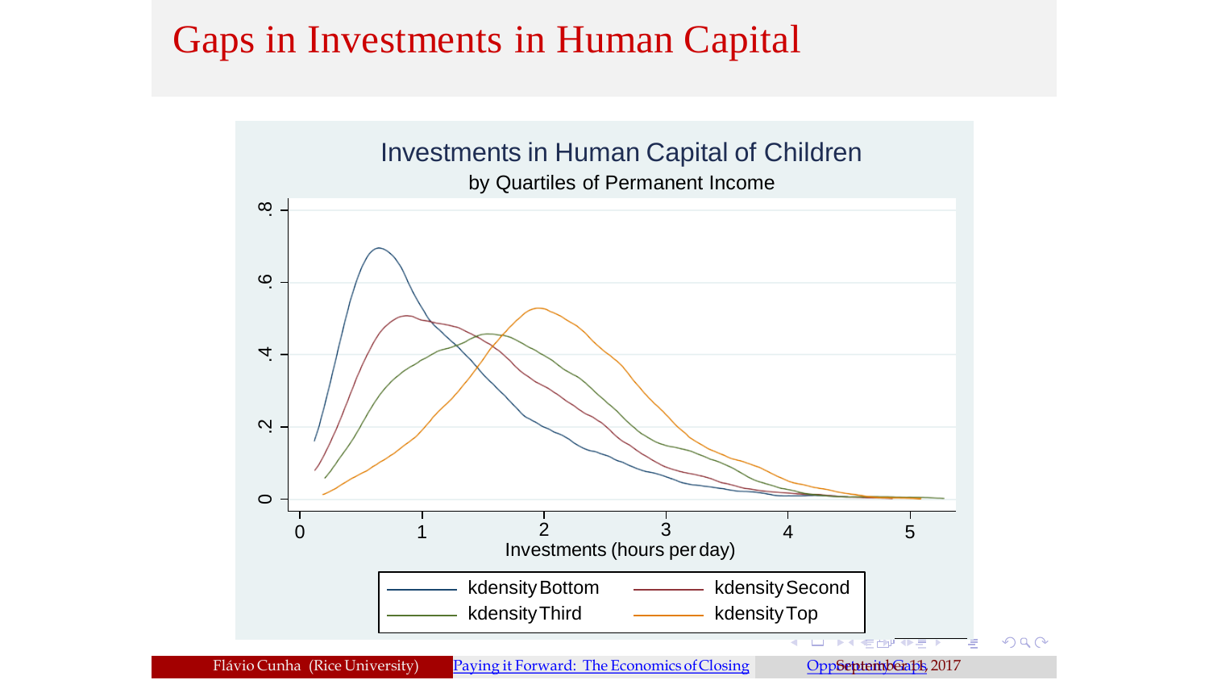# Gaps in Investments in Human Capital

Investments in Human Capital of Children

by Quartiles of Permanent Income

Investments (hours per day)

kdensity Bottom | kdensity Second | kdensity Third | kdensity Top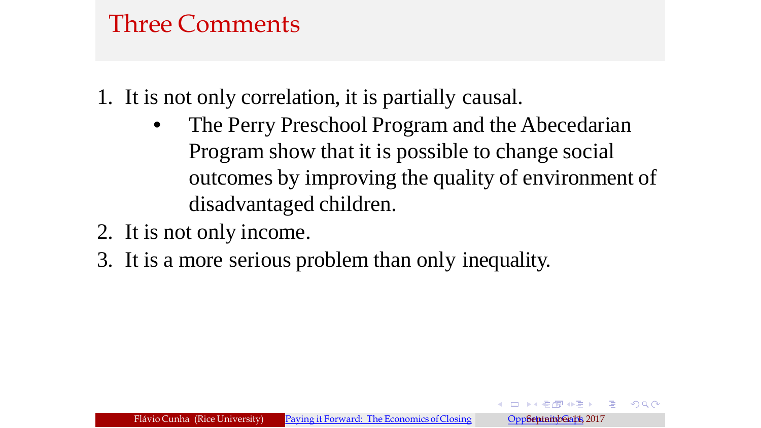# Three Comments

1. It is not only correlation, it is partially causal.
   - The Perry Preschool Program and the Abecedarian Program show that it is possible to change social outcomes by improving the quality of environment of disadvantaged children.
2. It is not only income.
3. It is a more serious problem than only inequality.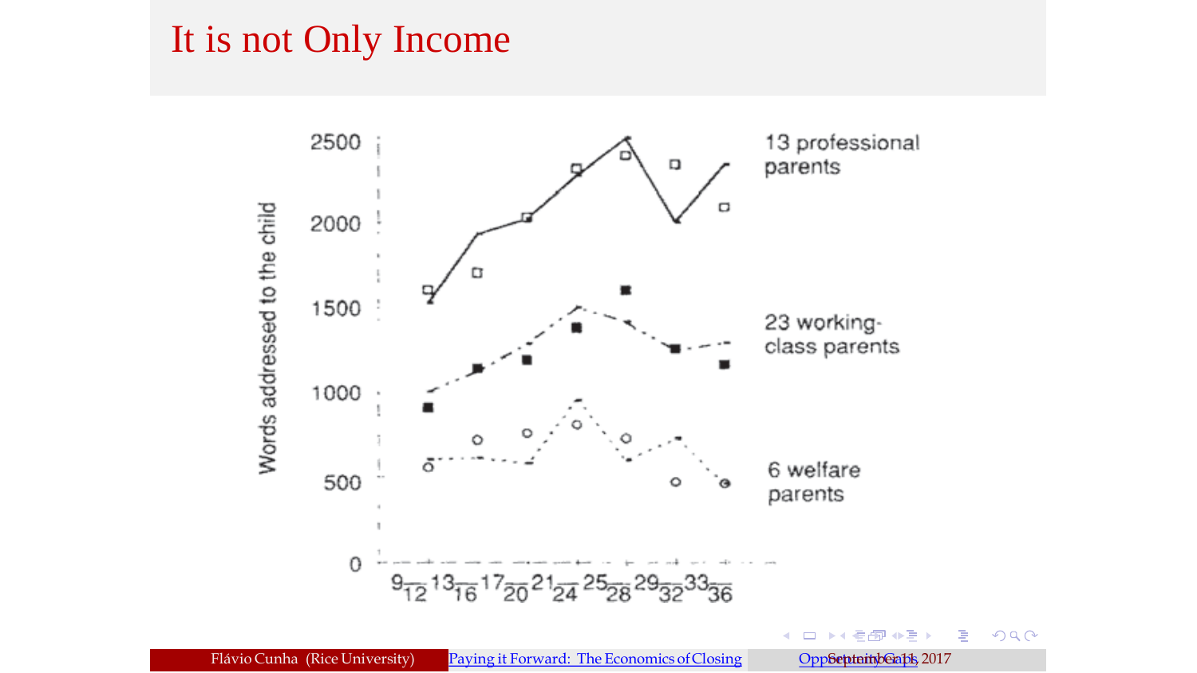# It is not Only Income

Words addressed to the child

2500

2000

1500

1000

500

0

9–12, 13–16, 17–20, 21–24, 25–28, 29–32, 33–36

13 professional parents

23 working-class parents

6 welfare parents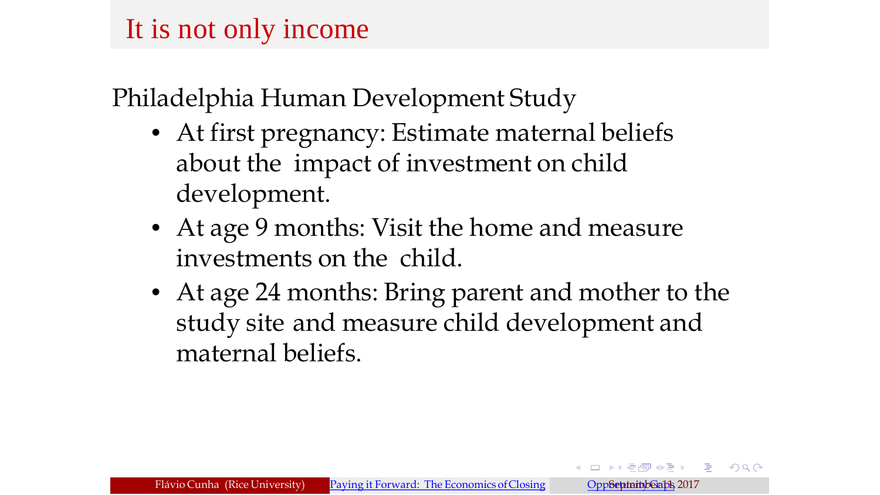# It is not only income

Philadelphia Human Development Study

- At first pregnancy: Estimate maternal beliefs about the impact of investment on child development.
- At age 9 months: Visit the home and measure investments on the child.
- At age 24 months: Bring parent and mother to the study site and measure child development and maternal beliefs.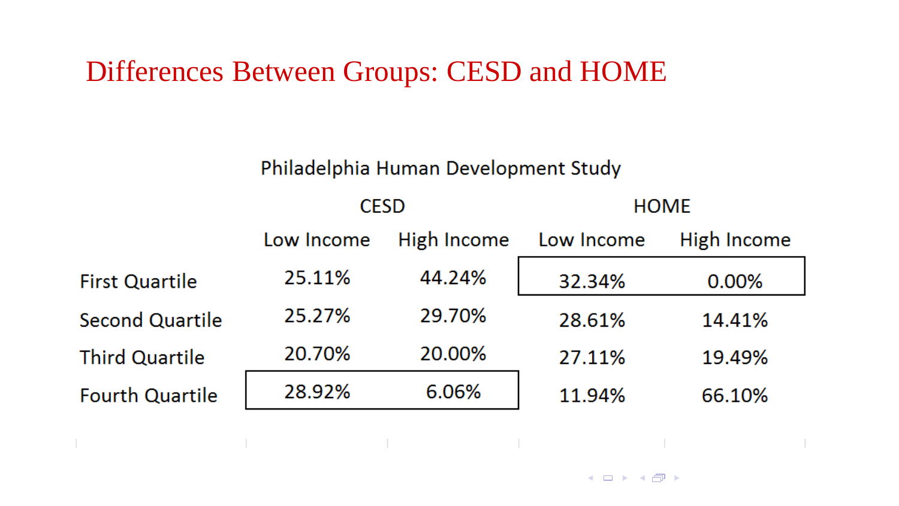# Differences Between Groups: CESD and HOME

Philadelphia Human Development Study

| | CESD | | HOME | |
|---|---|---|---|---|
| | Low Income | High Income | Low Income | High Income |
| First Quartile | 25.11% | 44.24% | 32.34% | 0.00% |
| Second Quartile | 25.27% | 29.70% | 28.61% | 14.41% |
| Third Quartile | 20.70% | 20.00% | 27.11% | 19.49% |
| Fourth Quartile | 28.92% | 6.06% | 11.94% | 66.10% |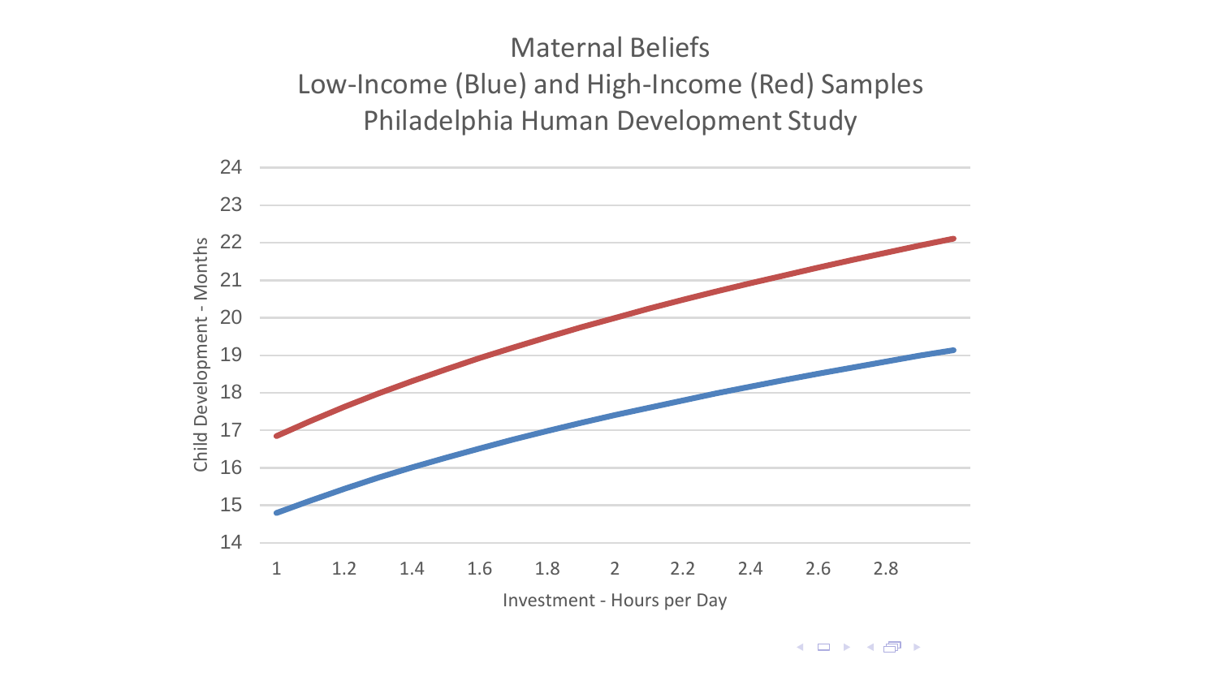# Maternal Beliefs

## Low-Income (Blue) and High-Income (Red) Samples

## Philadelphia Human Development Study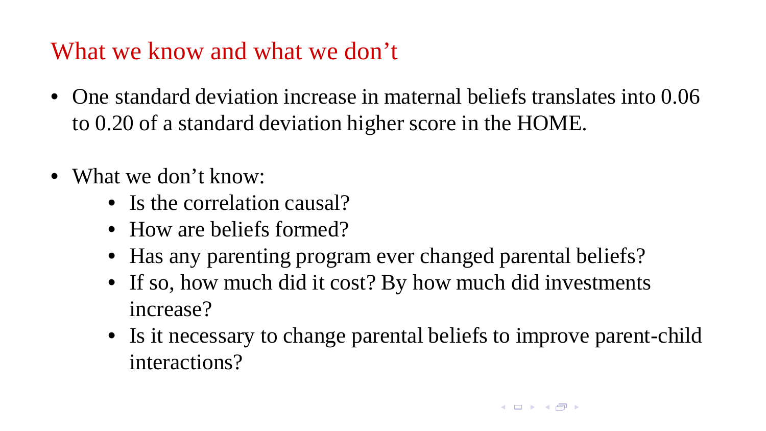## What we know and what we don't

- One standard deviation increase in maternal beliefs translates into 0.06 to 0.20 of a standard deviation higher score in the HOME.

- What we don't know:
  - Is the correlation causal?
  - How are beliefs formed?
  - Has any parenting program ever changed parental beliefs?
  - If so, how much did it cost? By how much did investments increase?
  - Is it necessary to change parental beliefs to improve parent-child interactions?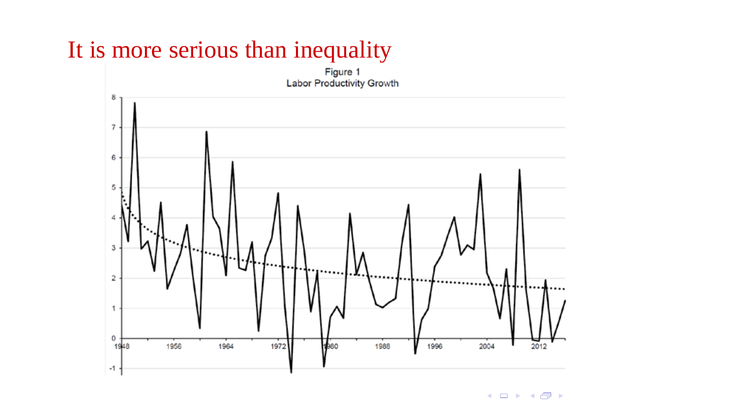# It is more serious than inequality

Figure 1
Labor Productivity Growth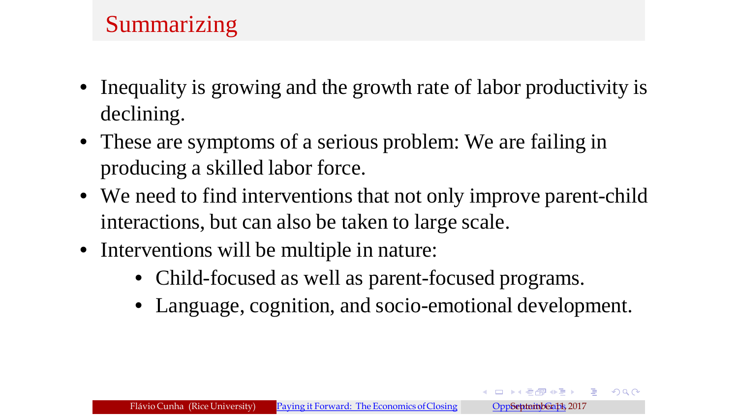# Summarizing

- Inequality is growing and the growth rate of labor productivity is declining.
- These are symptoms of a serious problem: We are failing in producing a skilled labor force.
- We need to find interventions that not only improve parent-child interactions, but can also be taken to large scale.
- Interventions will be multiple in nature:
  - Child-focused as well as parent-focused programs.
  - Language, cognition, and socio-emotional development.